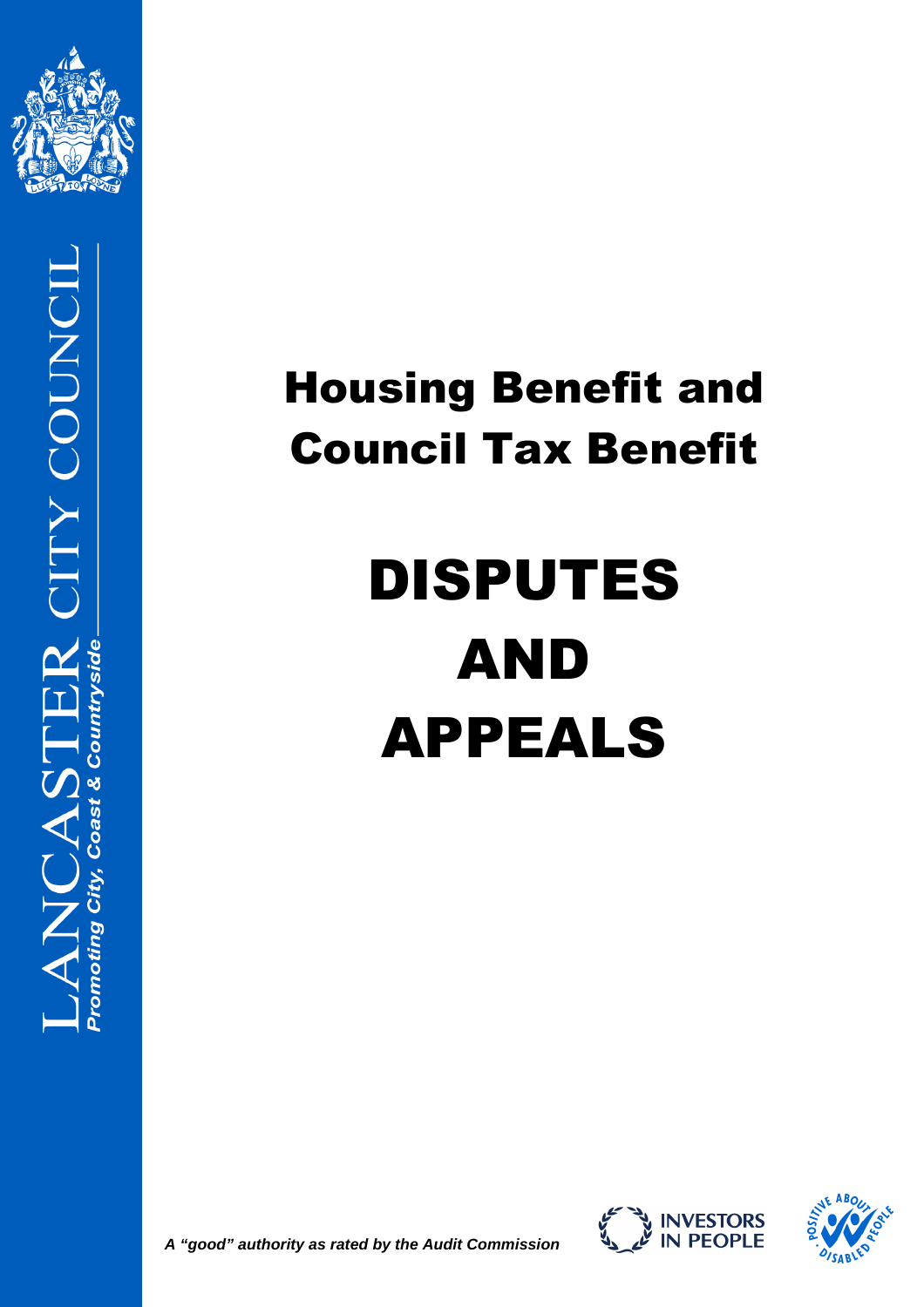LANCASTER CITY COUNCIL

*Promoting City, Coast & Countryside*

# Housing Benefit and Council Tax Benefit

# DISPUTES AND APPEALS

***A "good" authority as rated by the Audit Commission***

INVESTORS IN PEOPLE

POSITIVE ABOUT DISABLED PEOPLE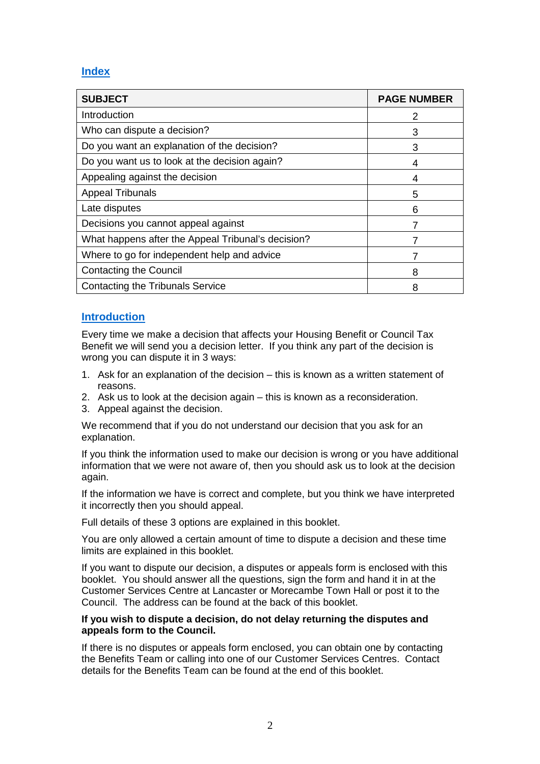## Index

| SUBJECT | PAGE NUMBER |
|---|---|
| Introduction | 2 |
| Who can dispute a decision? | 3 |
| Do you want an explanation of the decision? | 3 |
| Do you want us to look at the decision again? | 4 |
| Appealing against the decision | 4 |
| Appeal Tribunals | 5 |
| Late disputes | 6 |
| Decisions you cannot appeal against | 7 |
| What happens after the Appeal Tribunal's decision? | 7 |
| Where to go for independent help and advice | 7 |
| Contacting the Council | 8 |
| Contacting the Tribunals Service | 8 |

## Introduction

Every time we make a decision that affects your Housing Benefit or Council Tax Benefit we will send you a decision letter. If you think any part of the decision is wrong you can dispute it in 3 ways:

1. Ask for an explanation of the decision – this is known as a written statement of reasons.
2. Ask us to look at the decision again – this is known as a reconsideration.
3. Appeal against the decision.

We recommend that if you do not understand our decision that you ask for an explanation.

If you think the information used to make our decision is wrong or you have additional information that we were not aware of, then you should ask us to look at the decision again.

If the information we have is correct and complete, but you think we have interpreted it incorrectly then you should appeal.

Full details of these 3 options are explained in this booklet.

You are only allowed a certain amount of time to dispute a decision and these time limits are explained in this booklet.

If you want to dispute our decision, a disputes or appeals form is enclosed with this booklet. You should answer all the questions, sign the form and hand it in at the Customer Services Centre at Lancaster or Morecambe Town Hall or post it to the Council. The address can be found at the back of this booklet.

**If you wish to dispute a decision, do not delay returning the disputes and appeals form to the Council.**

If there is no disputes or appeals form enclosed, you can obtain one by contacting the Benefits Team or calling into one of our Customer Services Centres. Contact details for the Benefits Team can be found at the end of this booklet.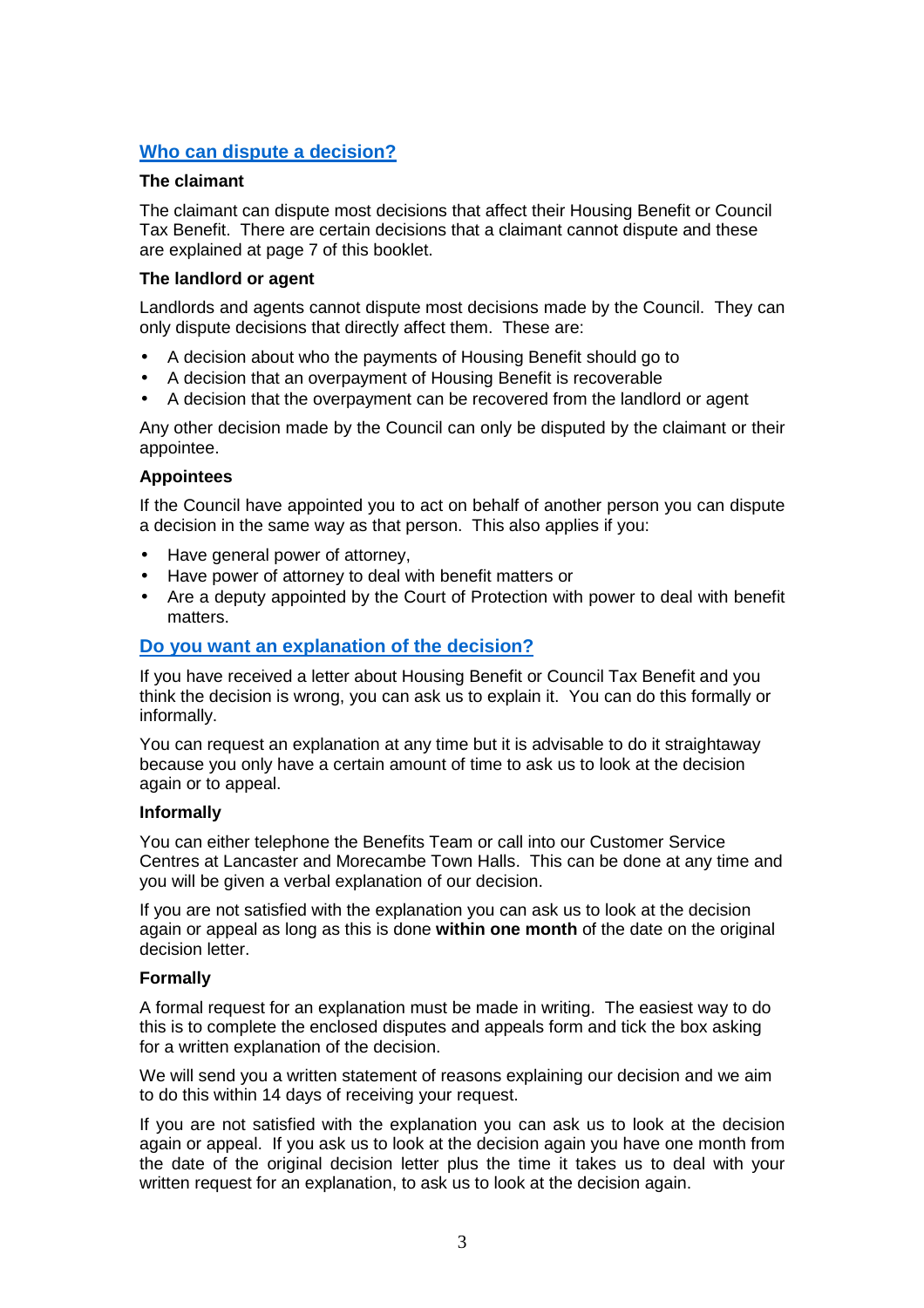## Who can dispute a decision?

### The claimant

The claimant can dispute most decisions that affect their Housing Benefit or Council Tax Benefit. There are certain decisions that a claimant cannot dispute and these are explained at page 7 of this booklet.

### The landlord or agent

Landlords and agents cannot dispute most decisions made by the Council. They can only dispute decisions that directly affect them. These are:

- A decision about who the payments of Housing Benefit should go to
- A decision that an overpayment of Housing Benefit is recoverable
- A decision that the overpayment can be recovered from the landlord or agent

Any other decision made by the Council can only be disputed by the claimant or their appointee.

### Appointees

If the Council have appointed you to act on behalf of another person you can dispute a decision in the same way as that person. This also applies if you:

- Have general power of attorney,
- Have power of attorney to deal with benefit matters or
- Are a deputy appointed by the Court of Protection with power to deal with benefit matters.

## Do you want an explanation of the decision?

If you have received a letter about Housing Benefit or Council Tax Benefit and you think the decision is wrong, you can ask us to explain it. You can do this formally or informally.

You can request an explanation at any time but it is advisable to do it straightaway because you only have a certain amount of time to ask us to look at the decision again or to appeal.

### Informally

You can either telephone the Benefits Team or call into our Customer Service Centres at Lancaster and Morecambe Town Halls. This can be done at any time and you will be given a verbal explanation of our decision.

If you are not satisfied with the explanation you can ask us to look at the decision again or appeal as long as this is done **within one month** of the date on the original decision letter.

### Formally

A formal request for an explanation must be made in writing. The easiest way to do this is to complete the enclosed disputes and appeals form and tick the box asking for a written explanation of the decision.

We will send you a written statement of reasons explaining our decision and we aim to do this within 14 days of receiving your request.

If you are not satisfied with the explanation you can ask us to look at the decision again or appeal. If you ask us to look at the decision again you have one month from the date of the original decision letter plus the time it takes us to deal with your written request for an explanation, to ask us to look at the decision again.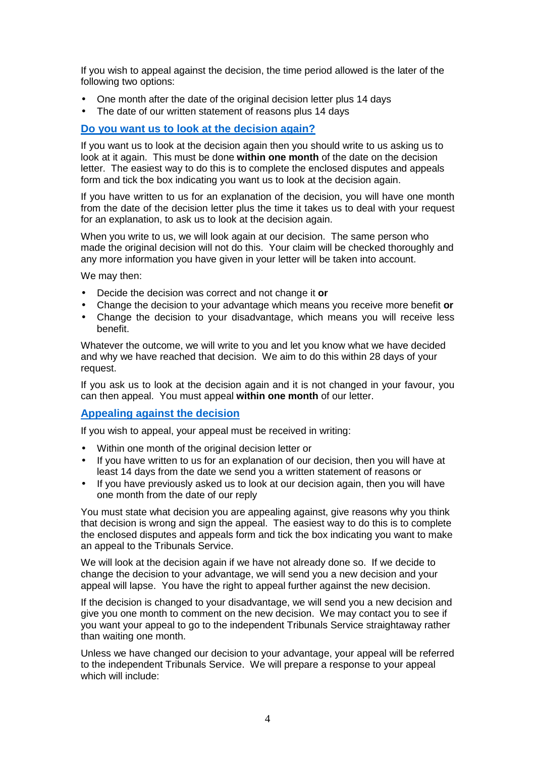If you wish to appeal against the decision, the time period allowed is the later of the following two options:

- One month after the date of the original decision letter plus 14 days
- The date of our written statement of reasons plus 14 days

## Do you want us to look at the decision again?

If you want us to look at the decision again then you should write to us asking us to look at it again. This must be done **within one month** of the date on the decision letter. The easiest way to do this is to complete the enclosed disputes and appeals form and tick the box indicating you want us to look at the decision again.

If you have written to us for an explanation of the decision, you will have one month from the date of the decision letter plus the time it takes us to deal with your request for an explanation, to ask us to look at the decision again.

When you write to us, we will look again at our decision. The same person who made the original decision will not do this. Your claim will be checked thoroughly and any more information you have given in your letter will be taken into account.

We may then:

- Decide the decision was correct and not change it **or**
- Change the decision to your advantage which means you receive more benefit **or**
- Change the decision to your disadvantage, which means you will receive less benefit.

Whatever the outcome, we will write to you and let you know what we have decided and why we have reached that decision. We aim to do this within 28 days of your request.

If you ask us to look at the decision again and it is not changed in your favour, you can then appeal. You must appeal **within one month** of our letter.

## Appealing against the decision

If you wish to appeal, your appeal must be received in writing:

- Within one month of the original decision letter or
- If you have written to us for an explanation of our decision, then you will have at least 14 days from the date we send you a written statement of reasons or
- If you have previously asked us to look at our decision again, then you will have one month from the date of our reply

You must state what decision you are appealing against, give reasons why you think that decision is wrong and sign the appeal. The easiest way to do this is to complete the enclosed disputes and appeals form and tick the box indicating you want to make an appeal to the Tribunals Service.

We will look at the decision again if we have not already done so. If we decide to change the decision to your advantage, we will send you a new decision and your appeal will lapse. You have the right to appeal further against the new decision.

If the decision is changed to your disadvantage, we will send you a new decision and give you one month to comment on the new decision. We may contact you to see if you want your appeal to go to the independent Tribunals Service straightaway rather than waiting one month.

Unless we have changed our decision to your advantage, your appeal will be referred to the independent Tribunals Service. We will prepare a response to your appeal which will include: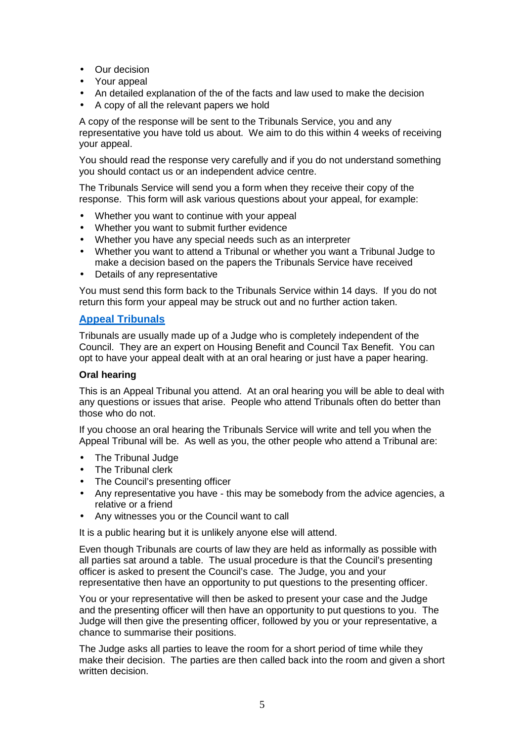- Our decision
- Your appeal
- An detailed explanation of the of the facts and law used to make the decision
- A copy of all the relevant papers we hold

A copy of the response will be sent to the Tribunals Service, you and any representative you have told us about. We aim to do this within 4 weeks of receiving your appeal.

You should read the response very carefully and if you do not understand something you should contact us or an independent advice centre.

The Tribunals Service will send you a form when they receive their copy of the response. This form will ask various questions about your appeal, for example:

- Whether you want to continue with your appeal
- Whether you want to submit further evidence
- Whether you have any special needs such as an interpreter
- Whether you want to attend a Tribunal or whether you want a Tribunal Judge to make a decision based on the papers the Tribunals Service have received
- Details of any representative

You must send this form back to the Tribunals Service within 14 days. If you do not return this form your appeal may be struck out and no further action taken.

## Appeal Tribunals

Tribunals are usually made up of a Judge who is completely independent of the Council. They are an expert on Housing Benefit and Council Tax Benefit. You can opt to have your appeal dealt with at an oral hearing or just have a paper hearing.

**Oral hearing**

This is an Appeal Tribunal you attend. At an oral hearing you will be able to deal with any questions or issues that arise. People who attend Tribunals often do better than those who do not.

If you choose an oral hearing the Tribunals Service will write and tell you when the Appeal Tribunal will be. As well as you, the other people who attend a Tribunal are:

- The Tribunal Judge
- The Tribunal clerk
- The Council's presenting officer
- Any representative you have - this may be somebody from the advice agencies, a relative or a friend
- Any witnesses you or the Council want to call

It is a public hearing but it is unlikely anyone else will attend.

Even though Tribunals are courts of law they are held as informally as possible with all parties sat around a table. The usual procedure is that the Council's presenting officer is asked to present the Council's case. The Judge, you and your representative then have an opportunity to put questions to the presenting officer.

You or your representative will then be asked to present your case and the Judge and the presenting officer will then have an opportunity to put questions to you. The Judge will then give the presenting officer, followed by you or your representative, a chance to summarise their positions.

The Judge asks all parties to leave the room for a short period of time while they make their decision. The parties are then called back into the room and given a short written decision.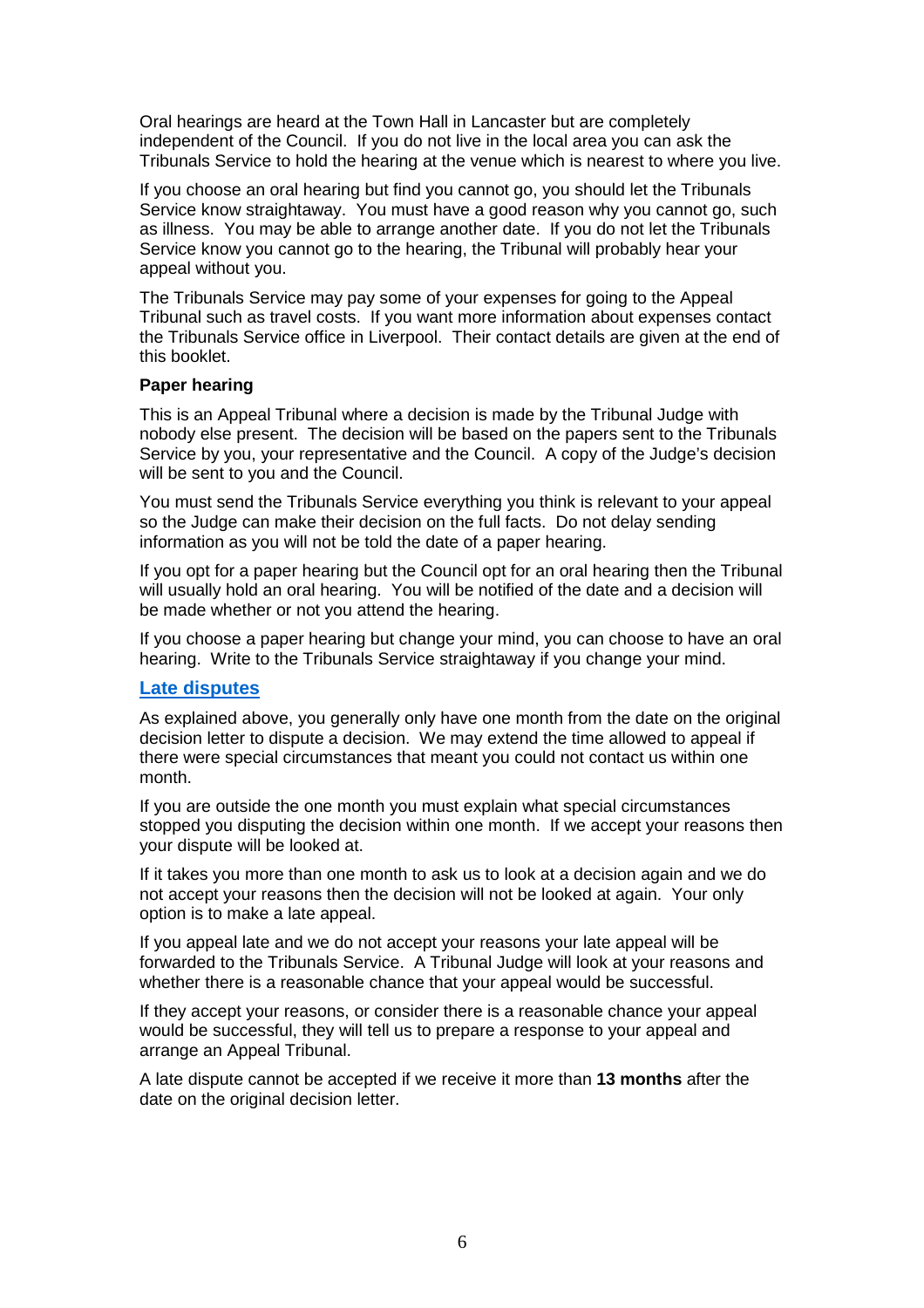Oral hearings are heard at the Town Hall in Lancaster but are completely independent of the Council. If you do not live in the local area you can ask the Tribunals Service to hold the hearing at the venue which is nearest to where you live.

If you choose an oral hearing but find you cannot go, you should let the Tribunals Service know straightaway. You must have a good reason why you cannot go, such as illness. You may be able to arrange another date. If you do not let the Tribunals Service know you cannot go to the hearing, the Tribunal will probably hear your appeal without you.

The Tribunals Service may pay some of your expenses for going to the Appeal Tribunal such as travel costs. If you want more information about expenses contact the Tribunals Service office in Liverpool. Their contact details are given at the end of this booklet.

**Paper hearing**

This is an Appeal Tribunal where a decision is made by the Tribunal Judge with nobody else present. The decision will be based on the papers sent to the Tribunals Service by you, your representative and the Council. A copy of the Judge's decision will be sent to you and the Council.

You must send the Tribunals Service everything you think is relevant to your appeal so the Judge can make their decision on the full facts. Do not delay sending information as you will not be told the date of a paper hearing.

If you opt for a paper hearing but the Council opt for an oral hearing then the Tribunal will usually hold an oral hearing. You will be notified of the date and a decision will be made whether or not you attend the hearing.

If you choose a paper hearing but change your mind, you can choose to have an oral hearing. Write to the Tribunals Service straightaway if you change your mind.

## Late disputes

As explained above, you generally only have one month from the date on the original decision letter to dispute a decision. We may extend the time allowed to appeal if there were special circumstances that meant you could not contact us within one month.

If you are outside the one month you must explain what special circumstances stopped you disputing the decision within one month. If we accept your reasons then your dispute will be looked at.

If it takes you more than one month to ask us to look at a decision again and we do not accept your reasons then the decision will not be looked at again. Your only option is to make a late appeal.

If you appeal late and we do not accept your reasons your late appeal will be forwarded to the Tribunals Service. A Tribunal Judge will look at your reasons and whether there is a reasonable chance that your appeal would be successful.

If they accept your reasons, or consider there is a reasonable chance your appeal would be successful, they will tell us to prepare a response to your appeal and arrange an Appeal Tribunal.

A late dispute cannot be accepted if we receive it more than **13 months** after the date on the original decision letter.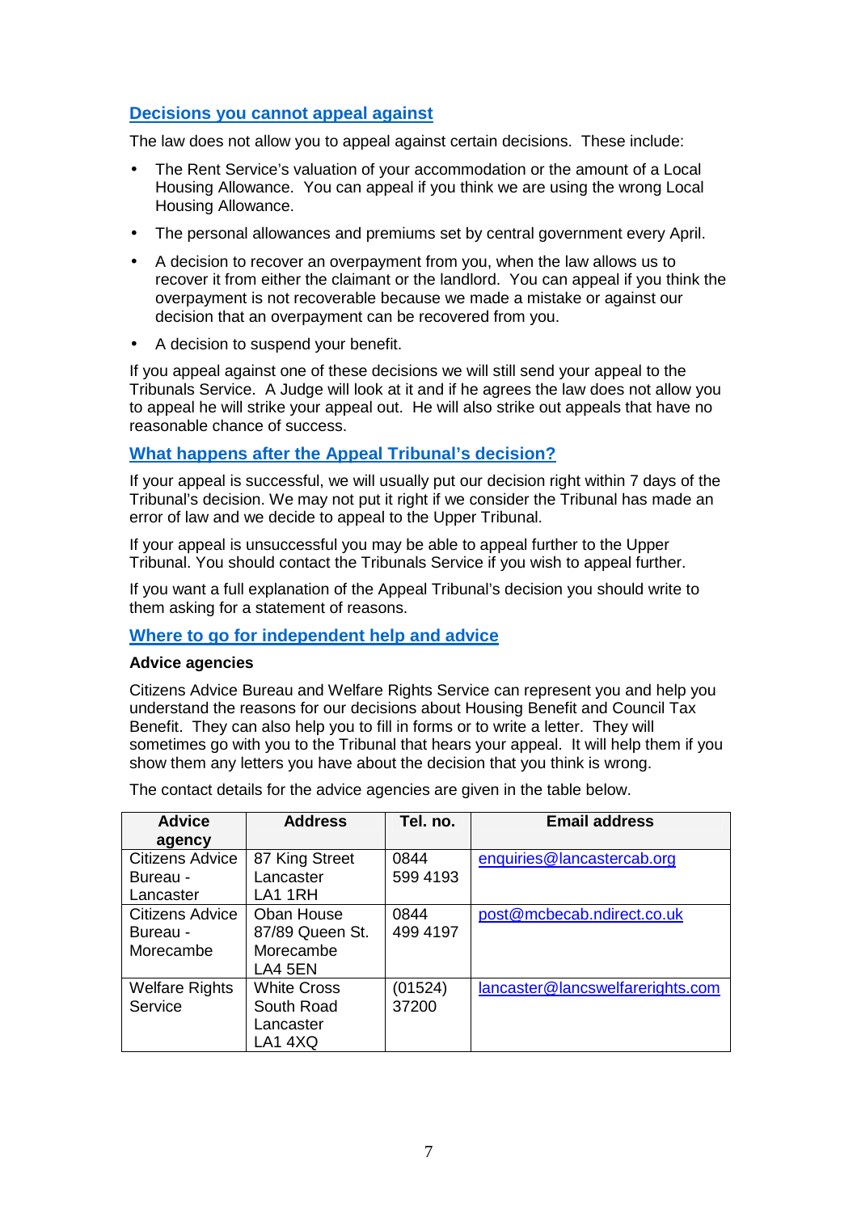## Decisions you cannot appeal against

The law does not allow you to appeal against certain decisions. These include:

- The Rent Service's valuation of your accommodation or the amount of a Local Housing Allowance. You can appeal if you think we are using the wrong Local Housing Allowance.
- The personal allowances and premiums set by central government every April.
- A decision to recover an overpayment from you, when the law allows us to recover it from either the claimant or the landlord. You can appeal if you think the overpayment is not recoverable because we made a mistake or against our decision that an overpayment can be recovered from you.
- A decision to suspend your benefit.

If you appeal against one of these decisions we will still send your appeal to the Tribunals Service. A Judge will look at it and if he agrees the law does not allow you to appeal he will strike your appeal out. He will also strike out appeals that have no reasonable chance of success.

## What happens after the Appeal Tribunal's decision?

If your appeal is successful, we will usually put our decision right within 7 days of the Tribunal's decision. We may not put it right if we consider the Tribunal has made an error of law and we decide to appeal to the Upper Tribunal.

If your appeal is unsuccessful you may be able to appeal further to the Upper Tribunal. You should contact the Tribunals Service if you wish to appeal further.

If you want a full explanation of the Appeal Tribunal's decision you should write to them asking for a statement of reasons.

## Where to go for independent help and advice

**Advice agencies**

Citizens Advice Bureau and Welfare Rights Service can represent you and help you understand the reasons for our decisions about Housing Benefit and Council Tax Benefit. They can also help you to fill in forms or to write a letter. They will sometimes go with you to the Tribunal that hears your appeal. It will help them if you show them any letters you have about the decision that you think is wrong.

The contact details for the advice agencies are given in the table below.

| Advice agency | Address | Tel. no. | Email address |
|---|---|---|---|
| Citizens Advice Bureau - Lancaster | 87 King Street Lancaster LA1 1RH | 0844 599 4193 | enquiries@lancastercab.org |
| Citizens Advice Bureau - Morecambe | Oban House 87/89 Queen St. Morecambe LA4 5EN | 0844 499 4197 | post@mcbecab.ndirect.co.uk |
| Welfare Rights Service | White Cross South Road Lancaster LA1 4XQ | (01524) 37200 | lancaster@lancswelfarerights.com |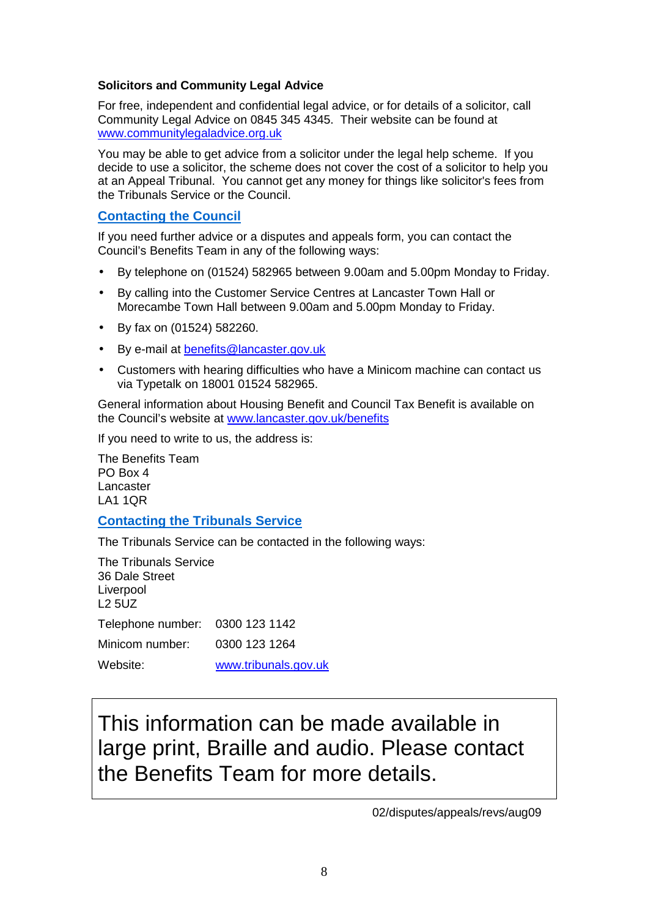### Solicitors and Community Legal Advice

For free, independent and confidential legal advice, or for details of a solicitor, call Community Legal Advice on 0845 345 4345. Their website can be found at www.communitylegaladvice.org.uk

You may be able to get advice from a solicitor under the legal help scheme. If you decide to use a solicitor, the scheme does not cover the cost of a solicitor to help you at an Appeal Tribunal. You cannot get any money for things like solicitor's fees from the Tribunals Service or the Council.

## Contacting the Council

If you need further advice or a disputes and appeals form, you can contact the Council's Benefits Team in any of the following ways:

- By telephone on (01524) 582965 between 9.00am and 5.00pm Monday to Friday.
- By calling into the Customer Service Centres at Lancaster Town Hall or Morecambe Town Hall between 9.00am and 5.00pm Monday to Friday.
- By fax on (01524) 582260.
- By e-mail at benefits@lancaster.gov.uk
- Customers with hearing difficulties who have a Minicom machine can contact us via Typetalk on 18001 01524 582965.

General information about Housing Benefit and Council Tax Benefit is available on the Council's website at www.lancaster.gov.uk/benefits

If you need to write to us, the address is:

The Benefits Team
PO Box 4
Lancaster
LA1 1QR

## Contacting the Tribunals Service

The Tribunals Service can be contacted in the following ways:

The Tribunals Service
36 Dale Street
Liverpool
L2 5UZ

| | |
|---|---|
| Telephone number: | 0300 123 1142 |
| Minicom number: | 0300 123 1264 |
| Website: | www.tribunals.gov.uk |

This information can be made available in large print, Braille and audio. Please contact the Benefits Team for more details.

02/disputes/appeals/revs/aug09